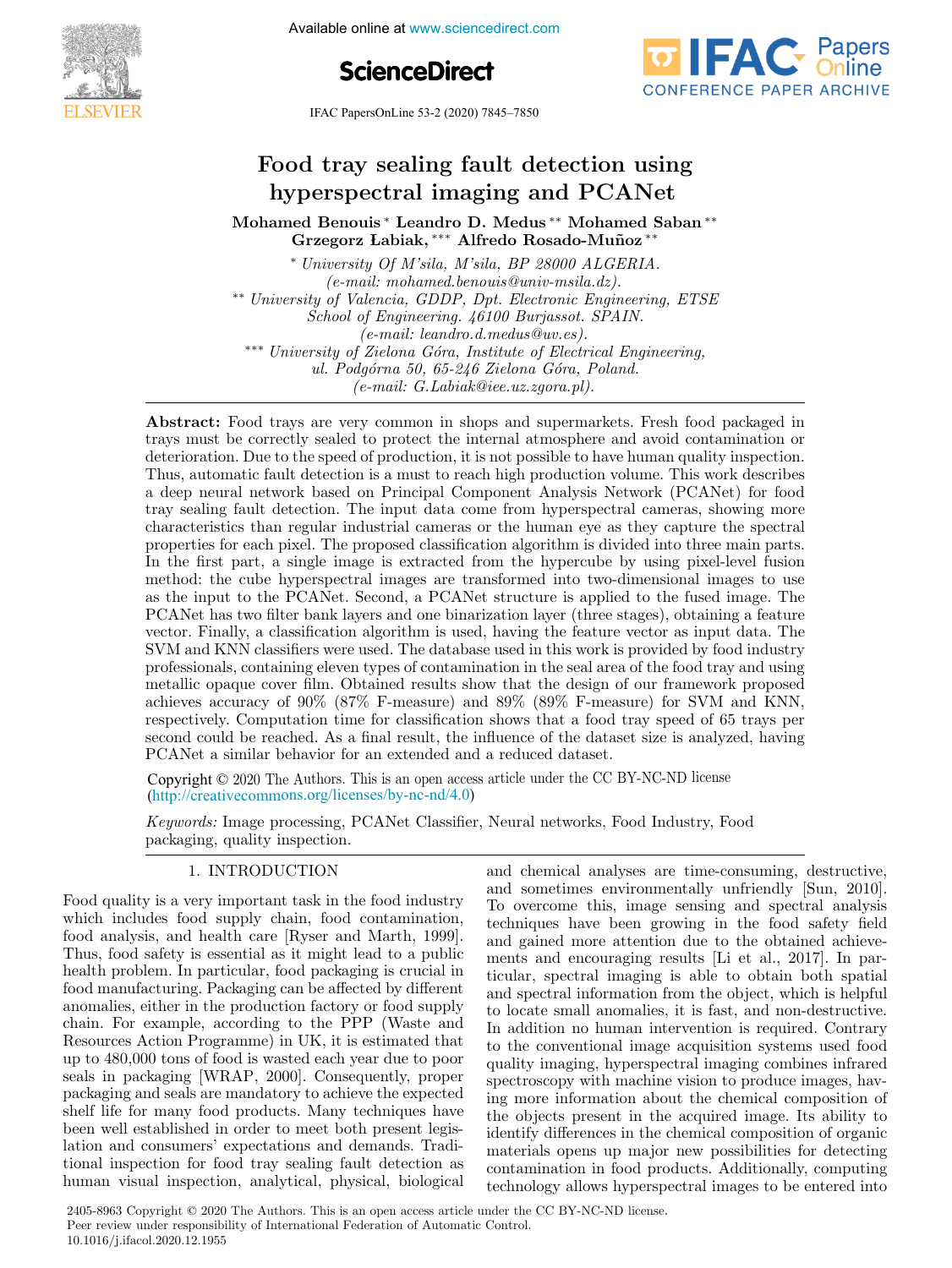# Food tray sealing fault detection using hyperspectral imaging and PCANet

**Mohamed Benouis** * **Leandro D. Medus** ** **Mohamed Saban** ** **Grzegorz Łabiak,** *** **Alfredo Rosado-Muñoz** **

\* *University Of M'sila, M'sila, BP 28000 ALGERIA. (e-mail: mohamed.benouis@univ-msila.dz).*

\*\* *University of Valencia, GDDP, Dpt. Electronic Engineering, ETSE School of Engineering. 46100 Burjassot. SPAIN. (e-mail: leandro.d.medus@uv.es).*

\*\*\* *University of Zielona Góra, Institute of Electrical Engineering, ul. Podgórna 50, 65-246 Zielona Góra, Poland. (e-mail: G.Labiak@iee.uz.zgora.pl).*

**Abstract:** Food trays are very common in shops and supermarkets. Fresh food packaged in trays must be correctly sealed to protect the internal atmosphere and avoid contamination or deterioration. Due to the speed of production, it is not possible to have human quality inspection. Thus, automatic fault detection is a must to reach high production volume. This work describes a deep neural network based on Principal Component Analysis Network (PCANet) for food tray sealing fault detection. The input data come from hyperspectral cameras, showing more characteristics than regular industrial cameras or the human eye as they capture the spectral properties for each pixel. The proposed classification algorithm is divided into three main parts. In the first part, a single image is extracted from the hypercube by using pixel-level fusion method: the cube hyperspectral images are transformed into two-dimensional images to use as the input to the PCANet. Second, a PCANet structure is applied to the fused image. The PCANet has two filter bank layers and one binarization layer (three stages), obtaining a feature vector. Finally, a classification algorithm is used, having the feature vector as input data. The SVM and KNN classifiers were used. The database used in this work is provided by food industry professionals, containing eleven types of contamination in the seal area of the food tray and using metallic opaque cover film. Obtained results show that the design of our framework proposed achieves accuracy of 90% (87% F-measure) and 89% (89% F-measure) for SVM and KNN, respectively. Computation time for classification shows that a food tray speed of 65 trays per second could be reached. As a final result, the influence of the dataset size is analyzed, having PCANet a similar behavior for an extended and a reduced dataset.

Copyright © 2020 The Authors. This is an open access article under the CC BY-NC-ND license (http://creativecommons.org/licenses/by-nc-nd/4.0)

*Keywords:* Image processing, PCANet Classifier, Neural networks, Food Industry, Food packaging, quality inspection.

## 1. INTRODUCTION

Food quality is a very important task in the food industry which includes food supply chain, food contamination, food analysis, and health care [Ryser and Marth, 1999]. Thus, food safety is essential as it might lead to a public health problem. In particular, food packaging is crucial in food manufacturing. Packaging can be affected by different anomalies, either in the production factory or food supply chain. For example, according to the PPP (Waste and Resources Action Programme) in UK, it is estimated that up to 480,000 tons of food is wasted each year due to poor seals in packaging [WRAP, 2000]. Consequently, proper packaging and seals are mandatory to achieve the expected shelf life for many food products. Many techniques have been well established in order to meet both present legislation and consumers' expectations and demands. Traditional inspection for food tray sealing fault detection as human visual inspection, analytical, physical, biological and chemical analyses are time-consuming, destructive, and sometimes environmentally unfriendly [Sun, 2010]. To overcome this, image sensing and spectral analysis techniques have been growing in the food safety field and gained more attention due to the obtained achievements and encouraging results [Li et al., 2017]. In particular, spectral imaging is able to obtain both spatial and spectral information from the object, which is helpful to locate small anomalies, it is fast, and non-destructive. In addition no human intervention is required. Contrary to the conventional image acquisition systems used food quality imaging, hyperspectral imaging combines infrared spectroscopy with machine vision to produce images, having more information about the chemical composition of the objects present in the acquired image. Its ability to identify differences in the chemical composition of organic materials opens up major new possibilities for detecting contamination in food products. Additionally, computing technology allows hyperspectral images to be entered into

2405-8963 Copyright © 2020 The Authors. This is an open access article under the CC BY-NC-ND license.
Peer review under responsibility of International Federation of Automatic Control.
10.1016/j.ifacol.2020.12.1955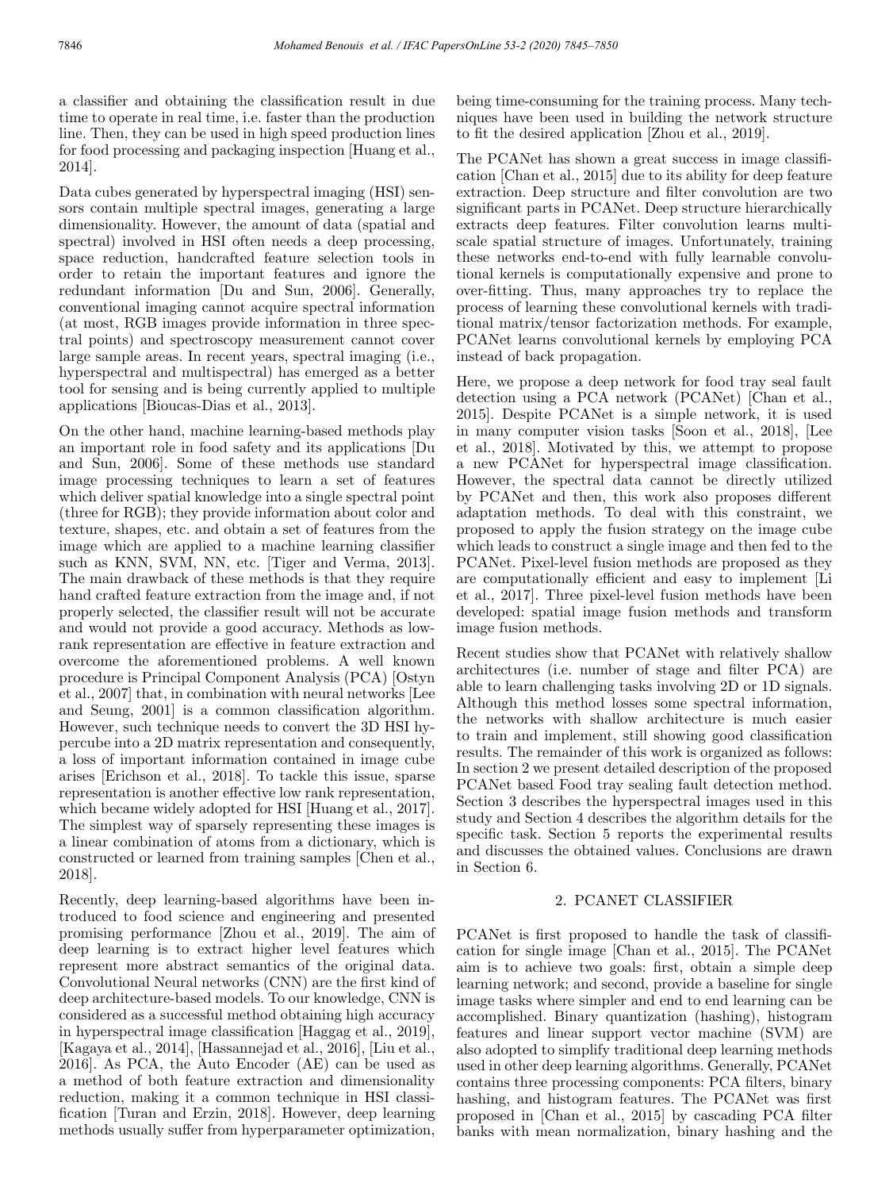a classifier and obtaining the classification result in due time to operate in real time, i.e. faster than the production line. Then, they can be used in high speed production lines for food processing and packaging inspection [Huang et al., 2014].

Data cubes generated by hyperspectral imaging (HSI) sensors contain multiple spectral images, generating a large dimensionality. However, the amount of data (spatial and spectral) involved in HSI often needs a deep processing, space reduction, handcrafted feature selection tools in order to retain the important features and ignore the redundant information [Du and Sun, 2006]. Generally, conventional imaging cannot acquire spectral information (at most, RGB images provide information in three spectral points) and spectroscopy measurement cannot cover large sample areas. In recent years, spectral imaging (i.e., hyperspectral and multispectral) has emerged as a better tool for sensing and is being currently applied to multiple applications [Bioucas-Dias et al., 2013].

On the other hand, machine learning-based methods play an important role in food safety and its applications [Du and Sun, 2006]. Some of these methods use standard image processing techniques to learn a set of features which deliver spatial knowledge into a single spectral point (three for RGB); they provide information about color and texture, shapes, etc. and obtain a set of features from the image which are applied to a machine learning classifier such as KNN, SVM, NN, etc. [Tiger and Verma, 2013]. The main drawback of these methods is that they require hand crafted feature extraction from the image and, if not properly selected, the classifier result will not be accurate and would not provide a good accuracy. Methods as low-rank representation are effective in feature extraction and overcome the aforementioned problems. A well known procedure is Principal Component Analysis (PCA) [Ostyn et al., 2007] that, in combination with neural networks [Lee and Seung, 2001] is a common classification algorithm. However, such technique needs to convert the 3D HSI hypercube into a 2D matrix representation and consequently, a loss of important information contained in image cube arises [Erichson et al., 2018]. To tackle this issue, sparse representation is another effective low rank representation, which became widely adopted for HSI [Huang et al., 2017]. The simplest way of sparsely representing these images is a linear combination of atoms from a dictionary, which is constructed or learned from training samples [Chen et al., 2018].

Recently, deep learning-based algorithms have been introduced to food science and engineering and presented promising performance [Zhou et al., 2019]. The aim of deep learning is to extract higher level features which represent more abstract semantics of the original data. Convolutional Neural networks (CNN) are the first kind of deep architecture-based models. To our knowledge, CNN is considered as a successful method obtaining high accuracy in hyperspectral image classification [Haggag et al., 2019], [Kagaya et al., 2014], [Hassannejad et al., 2016], [Liu et al., 2016]. As PCA, the Auto Encoder (AE) can be used as a method of both feature extraction and dimensionality reduction, making it a common technique in HSI classification [Turan and Erzin, 2018]. However, deep learning methods usually suffer from hyperparameter optimization, being time-consuming for the training process. Many techniques have been used in building the network structure to fit the desired application [Zhou et al., 2019].

The PCANet has shown a great success in image classification [Chan et al., 2015] due to its ability for deep feature extraction. Deep structure and filter convolution are two significant parts in PCANet. Deep structure hierarchically extracts deep features. Filter convolution learns multiscale spatial structure of images. Unfortunately, training these networks end-to-end with fully learnable convolutional kernels is computationally expensive and prone to over-fitting. Thus, many approaches try to replace the process of learning these convolutional kernels with traditional matrix/tensor factorization methods. For example, PCANet learns convolutional kernels by employing PCA instead of back propagation.

Here, we propose a deep network for food tray seal fault detection using a PCA network (PCANet) [Chan et al., 2015]. Despite PCANet is a simple network, it is used in many computer vision tasks [Soon et al., 2018], [Lee et al., 2018]. Motivated by this, we attempt to propose a new PCANet for hyperspectral image classification. However, the spectral data cannot be directly utilized by PCANet and then, this work also proposes different adaptation methods. To deal with this constraint, we proposed to apply the fusion strategy on the image cube which leads to construct a single image and then fed to the PCANet. Pixel-level fusion methods are proposed as they are computationally efficient and easy to implement [Li et al., 2017]. Three pixel-level fusion methods have been developed: spatial image fusion methods and transform image fusion methods.

Recent studies show that PCANet with relatively shallow architectures (i.e. number of stage and filter PCA) are able to learn challenging tasks involving 2D or 1D signals. Although this method losses some spectral information, the networks with shallow architecture is much easier to train and implement, still showing good classification results. The remainder of this work is organized as follows: In section 2 we present detailed description of the proposed PCANet based Food tray sealing fault detection method. Section 3 describes the hyperspectral images used in this study and Section 4 describes the algorithm details for the specific task. Section 5 reports the experimental results and discusses the obtained values. Conclusions are drawn in Section 6.

## 2. PCANET CLASSIFIER

PCANet is first proposed to handle the task of classification for single image [Chan et al., 2015]. The PCANet aim is to achieve two goals: first, obtain a simple deep learning network; and second, provide a baseline for single image tasks where simpler and end to end learning can be accomplished. Binary quantization (hashing), histogram features and linear support vector machine (SVM) are also adopted to simplify traditional deep learning methods used in other deep learning algorithms. Generally, PCANet contains three processing components: PCA filters, binary hashing, and histogram features. The PCANet was first proposed in [Chan et al., 2015] by cascading PCA filter banks with mean normalization, binary hashing and the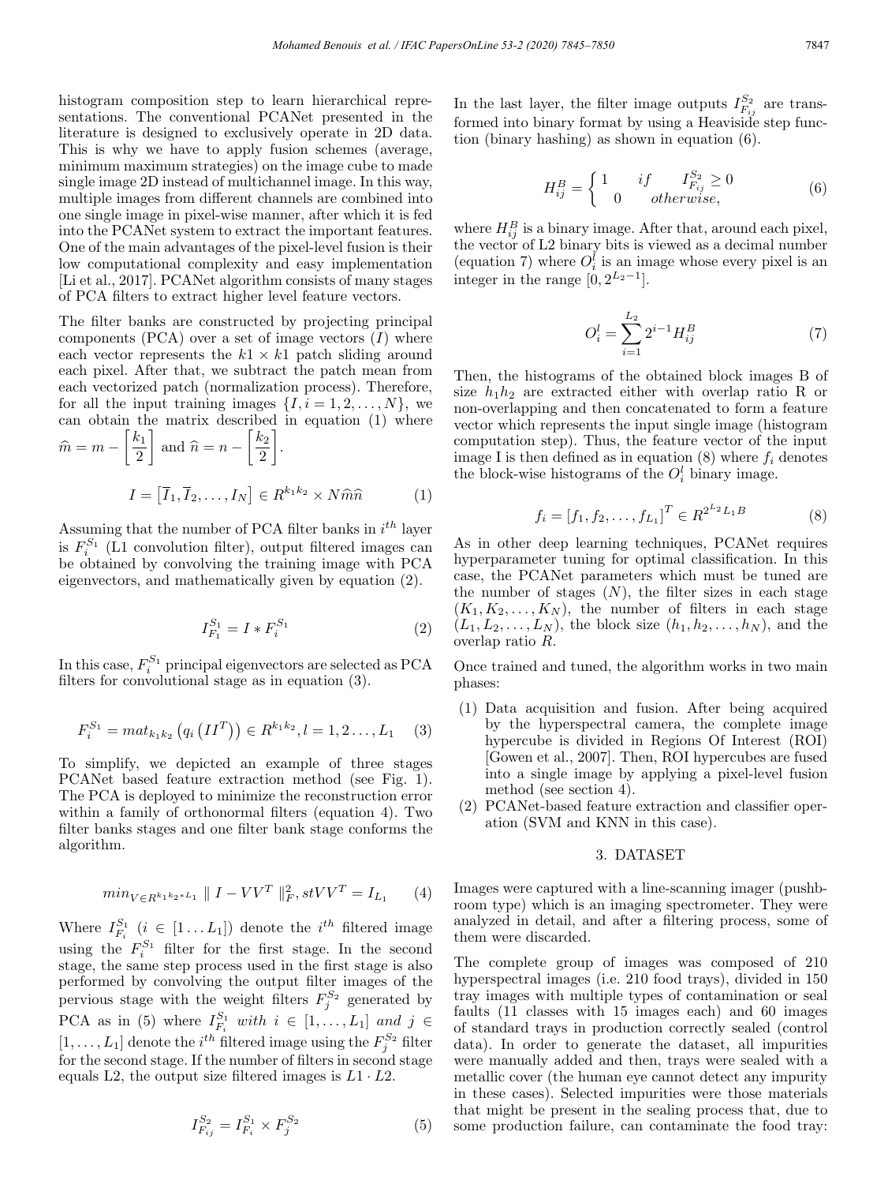histogram composition step to learn hierarchical representations. The conventional PCANet presented in the literature is designed to exclusively operate in 2D data. This is why we have to apply fusion schemes (average, minimum maximum strategies) on the image cube to made single image 2D instead of multichannel image. In this way, multiple images from different channels are combined into one single image in pixel-wise manner, after which it is fed into the PCANet system to extract the important features. One of the main advantages of the pixel-level fusion is their low computational complexity and easy implementation [Li et al., 2017]. PCANet algorithm consists of many stages of PCA filters to extract higher level feature vectors.

The filter banks are constructed by projecting principal components (PCA) over a set of image vectors ($I$) where each vector represents the $k1 \times k1$ patch sliding around each pixel. After that, we subtract the patch mean from each vectorized patch (normalization process). Therefore, for all the input training images $\{I, i = 1, 2, \ldots, N\}$, we can obtain the matrix described in equation (1) where $\widehat{m} = m - \left[\dfrac{k_1}{2}\right]$ and $\widehat{n} = n - \left[\dfrac{k_2}{2}\right]$.

$$I = \left[\overline{I}_1, \overline{I}_2, \ldots, I_N\right] \in R^{k_1 k_2} \times N\widehat{m}\widehat{n} \tag{1}$$

Assuming that the number of PCA filter banks in $i^{th}$ layer is $F_i^{S_1}$ (L1 convolution filter), output filtered images can be obtained by convolving the training image with PCA eigenvectors, and mathematically given by equation (2).

$$I_{F_1}^{S_1} = I * F_i^{S_1} \tag{2}$$

In this case, $F_i^{S_1}$ principal eigenvectors are selected as PCA filters for convolutional stage as in equation (3).

$$F_i^{S_1} = mat_{k_1 k_2}\left(q_i\left(II^T\right)\right) \in R^{k_1 k_2}, l = 1, 2 \ldots, L_1 \tag{3}$$

To simplify, we depicted an example of three stages PCANet based feature extraction method (see Fig. 1). The PCA is deployed to minimize the reconstruction error within a family of orthonormal filters (equation 4). Two filter banks stages and one filter bank stage conforms the algorithm.

$$min_{V \in R^{k_1 k_2 * L_1}} \parallel I - VV^T \parallel_F^2, st VV^T = I_{L_1} \tag{4}$$

Where $I_{F_i}^{S_1}$ ($i \in [1 \ldots L_1]$) denote the $i^{th}$ filtered image using the $F_i^{S_1}$ filter for the first stage. In the second stage, the same step process used in the first stage is also performed by convolving the output filter images of the pervious stage with the weight filters $F_j^{S_2}$ generated by PCA as in (5) where $I_{F_i}^{S_1}$ $with$ $i \in [1, \ldots, L_1]$ $and$ $j \in [1, \ldots, L_1]$ denote the $i^{th}$ filtered image using the $F_j^{S_2}$ filter for the second stage. If the number of filters in second stage equals L2, the output size filtered images is $L1 \cdot L2$.

$$I_{F_{ij}}^{S_2} = I_{F_i}^{S_1} \times F_j^{S_2} \tag{5}$$

In the last layer, the filter image outputs $I_{F_{ij}}^{S_2}$ are transformed into binary format by using a Heaviside step function (binary hashing) as shown in equation (6).

$$H_{ij}^B = \begin{cases} 1 & if \quad I_{F_{ij}}^{S_2} \geq 0 \\ 0 & otherwise, \end{cases} \tag{6}$$

where $H_{ij}^B$ is a binary image. After that, around each pixel, the vector of L2 binary bits is viewed as a decimal number (equation 7) where $O_i^l$ is an image whose every pixel is an integer in the range $[0, 2^{L_2 - 1}]$.

$$O_i^l = \sum_{i=1}^{L_2} 2^{i-1} H_{ij}^B \tag{7}$$

Then, the histograms of the obtained block images B of size $h_1 h_2$ are extracted either with overlap ratio R or non-overlapping and then concatenated to form a feature vector which represents the input single image (histogram computation step). Thus, the feature vector of the input image I is then defined as in equation (8) where $f_i$ denotes the block-wise histograms of the $O_i^l$ binary image.

$$f_i = [f_1, f_2, \ldots, f_{L_1}]^T \in R^{2^{L_2} L_1 B} \tag{8}$$

As in other deep learning techniques, PCANet requires hyperparameter tuning for optimal classification. In this case, the PCANet parameters which must be tuned are the number of stages ($N$), the filter sizes in each stage ($K_1, K_2, \ldots, K_N$), the number of filters in each stage ($L_1, L_2, \ldots, L_N$), the block size ($h_1, h_2, \ldots, h_N$), and the overlap ratio $R$.

Once trained and tuned, the algorithm works in two main phases:

1. Data acquisition and fusion. After being acquired by the hyperspectral camera, the complete image hypercube is divided in Regions Of Interest (ROI) [Gowen et al., 2007]. Then, ROI hypercubes are fused into a single image by applying a pixel-level fusion method (see section 4).
2. PCANet-based feature extraction and classifier operation (SVM and KNN in this case).

## 3. DATASET

Images were captured with a line-scanning imager (pushbroom type) which is an imaging spectrometer. They were analyzed in detail, and after a filtering process, some of them were discarded.

The complete group of images was composed of 210 hyperspectral images (i.e. 210 food trays), divided in 150 tray images with multiple types of contamination or seal faults (11 classes with 15 images each) and 60 images of standard trays in production correctly sealed (control data). In order to generate the dataset, all impurities were manually added and then, trays were sealed with a metallic cover (the human eye cannot detect any impurity in these cases). Selected impurities were those materials that might be present in the sealing process that, due to some production failure, can contaminate the food tray: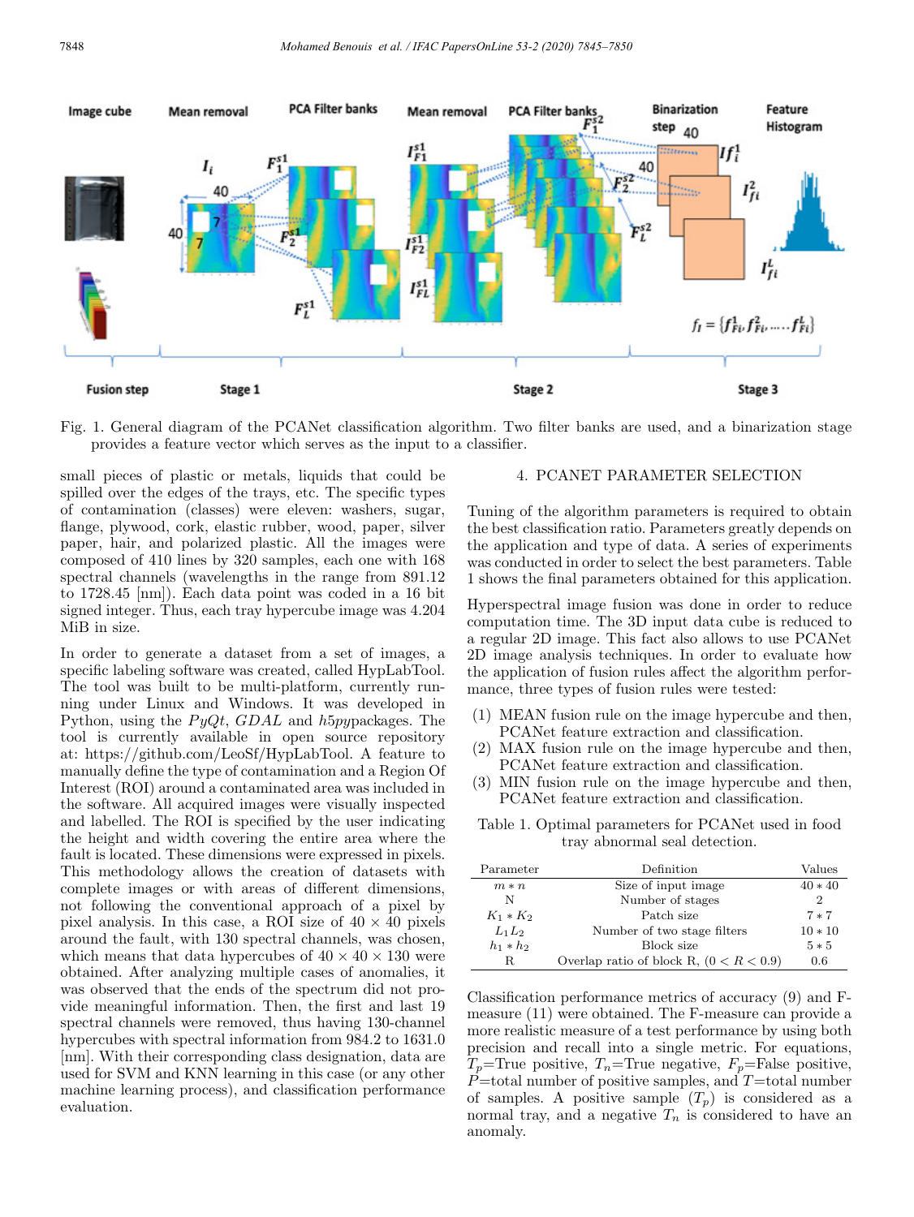Fig. 1. General diagram of the PCANet classification algorithm. Two filter banks are used, and a binarization stage provides a feature vector which serves as the input to a classifier.

small pieces of plastic or metals, liquids that could be spilled over the edges of the trays, etc. The specific types of contamination (classes) were eleven: washers, sugar, flange, plywood, cork, elastic rubber, wood, paper, silver paper, hair, and polarized plastic. All the images were composed of 410 lines by 320 samples, each one with 168 spectral channels (wavelengths in the range from 891.12 to 1728.45 [nm]). Each data point was coded in a 16 bit signed integer. Thus, each tray hypercube image was 4.204 MiB in size.

In order to generate a dataset from a set of images, a specific labeling software was created, called HypLabTool. The tool was built to be multi-platform, currently running under Linux and Windows. It was developed in Python, using the *PyQt*, *GDAL* and *h5py*packages. The tool is currently available in open source repository at: https://github.com/LeoSf/HypLabTool. A feature to manually define the type of contamination and a Region Of Interest (ROI) around a contaminated area was included in the software. All acquired images were visually inspected and labelled. The ROI is specified by the user indicating the height and width covering the entire area where the fault is located. These dimensions were expressed in pixels. This methodology allows the creation of datasets with complete images or with areas of different dimensions, not following the conventional approach of a pixel by pixel analysis. In this case, a ROI size of $40 \times 40$ pixels around the fault, with 130 spectral channels, was chosen, which means that data hypercubes of $40 \times 40 \times 130$ were obtained. After analyzing multiple cases of anomalies, it was observed that the ends of the spectrum did not provide meaningful information. Then, the first and last 19 spectral channels were removed, thus having 130-channel hypercubes with spectral information from 984.2 to 1631.0 [nm]. With their corresponding class designation, data are used for SVM and KNN learning in this case (or any other machine learning process), and classification performance evaluation.

## 4. PCANET PARAMETER SELECTION

Tuning of the algorithm parameters is required to obtain the best classification ratio. Parameters greatly depends on the application and type of data. A series of experiments was conducted in order to select the best parameters. Table 1 shows the final parameters obtained for this application.

Hyperspectral image fusion was done in order to reduce computation time. The 3D input data cube is reduced to a regular 2D image. This fact also allows to use PCANet 2D image analysis techniques. In order to evaluate how the application of fusion rules affect the algorithm performance, three types of fusion rules were tested:

1. MEAN fusion rule on the image hypercube and then, PCANet feature extraction and classification.
2. MAX fusion rule on the image hypercube and then, PCANet feature extraction and classification.
3. MIN fusion rule on the image hypercube and then, PCANet feature extraction and classification.

Table 1. Optimal parameters for PCANet used in food tray abnormal seal detection.

| Parameter | Definition | Values |
|---|---|---|
| $m * n$ | Size of input image | $40 * 40$ |
| N | Number of stages | 2 |
| $K_1 * K_2$ | Patch size | $7 * 7$ |
| $L_1 L_2$ | Number of two stage filters | $10 * 10$ |
| $h_1 * h_2$ | Block size | $5 * 5$ |
| R | Overlap ratio of block R, $(0 < R < 0.9)$ | 0.6 |

Classification performance metrics of accuracy (9) and F-measure (11) were obtained. The F-measure can provide a more realistic measure of a test performance by using both precision and recall into a single metric. For equations, $T_p$=True positive, $T_n$=True negative, $F_p$=False positive, $P$=total number of positive samples, and $T$=total number of samples. A positive sample $(T_p)$ is considered as a normal tray, and a negative $T_n$ is considered to have an anomaly.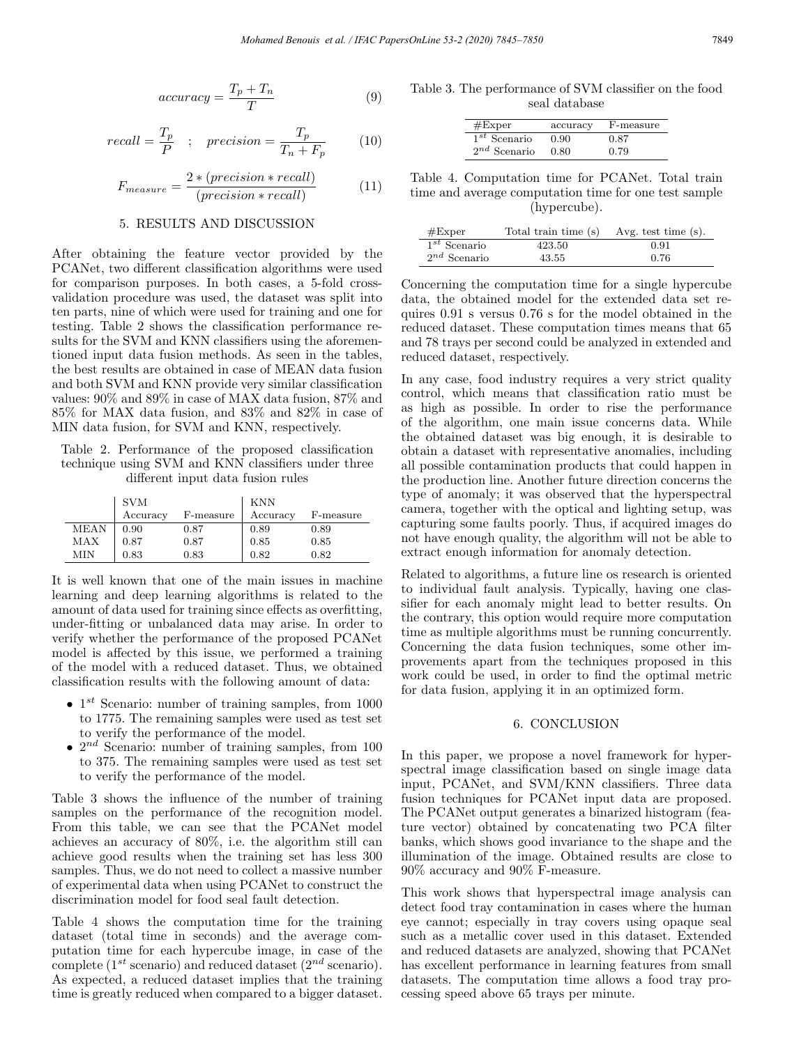$$accuracy = \frac{T_p + T_n}{T} \quad (9)$$

$$recall = \frac{T_p}{P} \quad ; \quad precision = \frac{T_p}{T_n + F_p} \quad (10)$$

$$F_{measure} = \frac{2 * (precision * recall)}{(precision * recall)} \quad (11)$$

## 5. RESULTS AND DISCUSSION

After obtaining the feature vector provided by the PCANet, two different classification algorithms were used for comparison purposes. In both cases, a 5-fold cross-validation procedure was used, the dataset was split into ten parts, nine of which were used for training and one for testing. Table 2 shows the classification performance results for the SVM and KNN classifiers using the aforementioned input data fusion methods. As seen in the tables, the best results are obtained in case of MEAN data fusion and both SVM and KNN provide very similar classification values: 90% and 89% in case of MAX data fusion, 87% and 85% for MAX data fusion, and 83% and 82% in case of MIN data fusion, for SVM and KNN, respectively.

Table 2. Performance of the proposed classification technique using SVM and KNN classifiers under three different input data fusion rules

| | SVM | | KNN | |
|---|---|---|---|---|
| | Accuracy | F-measure | Accuracy | F-measure |
| MEAN | 0.90 | 0.87 | 0.89 | 0.89 |
| MAX | 0.87 | 0.87 | 0.85 | 0.85 |
| MIN | 0.83 | 0.83 | 0.82 | 0.82 |

It is well known that one of the main issues in machine learning and deep learning algorithms is related to the amount of data used for training since effects as overfitting, under-fitting or unbalanced data may arise. In order to verify whether the performance of the proposed PCANet model is affected by this issue, we performed a training of the model with a reduced dataset. Thus, we obtained classification results with the following amount of data:

- $1^{st}$ Scenario: number of training samples, from 1000 to 1775. The remaining samples were used as test set to verify the performance of the model.
- $2^{nd}$ Scenario: number of training samples, from 100 to 375. The remaining samples were used as test set to verify the performance of the model.

Table 3 shows the influence of the number of training samples on the performance of the recognition model. From this table, we can see that the PCANet model achieves an accuracy of 80%, i.e. the algorithm still can achieve good results when the training set has less 300 samples. Thus, we do not need to collect a massive number of experimental data when using PCANet to construct the discrimination model for food seal fault detection.

Table 4 shows the computation time for the training dataset (total time in seconds) and the average computation time for each hypercube image, in case of the complete ($1^{st}$ scenario) and reduced dataset ($2^{nd}$ scenario). As expected, a reduced dataset implies that the training time is greatly reduced when compared to a bigger dataset.

Table 3. The performance of SVM classifier on the food seal database

| #Exper | accuracy | F-measure |
|---|---|---|
| $1^{st}$ Scenario | 0.90 | 0.87 |
| $2^{nd}$ Scenario | 0.80 | 0.79 |

Table 4. Computation time for PCANet. Total train time and average computation time for one test sample (hypercube).

| #Exper | Total train time (s) | Avg. test time (s). |
|---|---|---|
| $1^{st}$ Scenario | 423.50 | 0.91 |
| $2^{nd}$ Scenario | 43.55 | 0.76 |

Concerning the computation time for a single hypercube data, the obtained model for the extended data set requires 0.91 s versus 0.76 s for the model obtained in the reduced dataset. These computation times means that 65 and 78 trays per second could be analyzed in extended and reduced dataset, respectively.

In any case, food industry requires a very strict quality control, which means that classification ratio must be as high as possible. In order to rise the performance of the algorithm, one main issue concerns data. While the obtained dataset was big enough, it is desirable to obtain a dataset with representative anomalies, including all possible contamination products that could happen in the production line. Another future direction concerns the type of anomaly; it was observed that the hyperspectral camera, together with the optical and lighting setup, was capturing some faults poorly. Thus, if acquired images do not have enough quality, the algorithm will not be able to extract enough information for anomaly detection.

Related to algorithms, a future line os research is oriented to individual fault analysis. Typically, having one classifier for each anomaly might lead to better results. On the contrary, this option would require more computation time as multiple algorithms must be running concurrently. Concerning the data fusion techniques, some other improvements apart from the techniques proposed in this work could be used, in order to find the optimal metric for data fusion, applying it in an optimized form.

## 6. CONCLUSION

In this paper, we propose a novel framework for hyperspectral image classification based on single image data input, PCANet, and SVM/KNN classifiers. Three data fusion techniques for PCANet input data are proposed. The PCANet output generates a binarized histogram (feature vector) obtained by concatenating two PCA filter banks, which shows good invariance to the shape and the illumination of the image. Obtained results are close to 90% accuracy and 90% F-measure.

This work shows that hyperspectral image analysis can detect food tray contamination in cases where the human eye cannot; especially in tray covers using opaque seal such as a metallic cover used in this dataset. Extended and reduced datasets are analyzed, showing that PCANet has excellent performance in learning features from small datasets. The computation time allows a food tray processing speed above 65 trays per minute.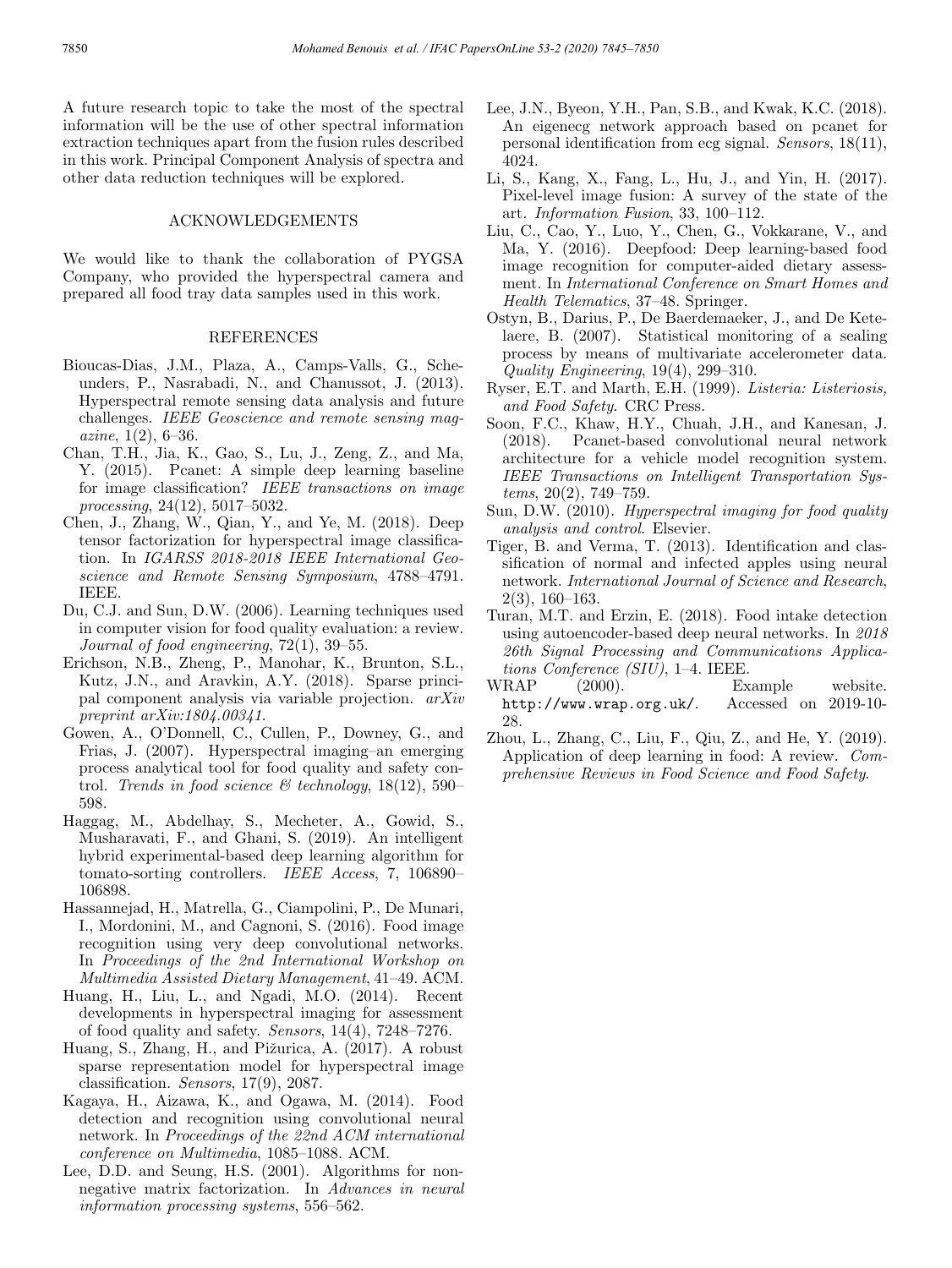A future research topic to take the most of the spectral information will be the use of other spectral information extraction techniques apart from the fusion rules described in this work. Principal Component Analysis of spectra and other data reduction techniques will be explored.

## ACKNOWLEDGEMENTS

We would like to thank the collaboration of PYGSA Company, who provided the hyperspectral camera and prepared all food tray data samples used in this work.

## REFERENCES

Bioucas-Dias, J.M., Plaza, A., Camps-Valls, G., Scheunders, P., Nasrabadi, N., and Chanussot, J. (2013). Hyperspectral remote sensing data analysis and future challenges. *IEEE Geoscience and remote sensing magazine*, 1(2), 6–36.

Chan, T.H., Jia, K., Gao, S., Lu, J., Zeng, Z., and Ma, Y. (2015). Pcanet: A simple deep learning baseline for image classification? *IEEE transactions on image processing*, 24(12), 5017–5032.

Chen, J., Zhang, W., Qian, Y., and Ye, M. (2018). Deep tensor factorization for hyperspectral image classification. In *IGARSS 2018-2018 IEEE International Geoscience and Remote Sensing Symposium*, 4788–4791. IEEE.

Du, C.J. and Sun, D.W. (2006). Learning techniques used in computer vision for food quality evaluation: a review. *Journal of food engineering*, 72(1), 39–55.

Erichson, N.B., Zheng, P., Manohar, K., Brunton, S.L., Kutz, J.N., and Aravkin, A.Y. (2018). Sparse principal component analysis via variable projection. *arXiv preprint arXiv:1804.00341*.

Gowen, A., O'Donnell, C., Cullen, P., Downey, G., and Frias, J. (2007). Hyperspectral imaging–an emerging process analytical tool for food quality and safety control. *Trends in food science & technology*, 18(12), 590–598.

Haggag, M., Abdelhay, S., Mecheter, A., Gowid, S., Musharavati, F., and Ghani, S. (2019). An intelligent hybrid experimental-based deep learning algorithm for tomato-sorting controllers. *IEEE Access*, 7, 106890–106898.

Hassannejad, H., Matrella, G., Ciampolini, P., De Munari, I., Mordonini, M., and Cagnoni, S. (2016). Food image recognition using very deep convolutional networks. In *Proceedings of the 2nd International Workshop on Multimedia Assisted Dietary Management*, 41–49. ACM.

Huang, H., Liu, L., and Ngadi, M.O. (2014). Recent developments in hyperspectral imaging for assessment of food quality and safety. *Sensors*, 14(4), 7248–7276.

Huang, S., Zhang, H., and Pižurica, A. (2017). A robust sparse representation model for hyperspectral image classification. *Sensors*, 17(9), 2087.

Kagaya, H., Aizawa, K., and Ogawa, M. (2014). Food detection and recognition using convolutional neural network. In *Proceedings of the 22nd ACM international conference on Multimedia*, 1085–1088. ACM.

Lee, D.D. and Seung, H.S. (2001). Algorithms for non-negative matrix factorization. In *Advances in neural information processing systems*, 556–562.

Lee, J.N., Byeon, Y.H., Pan, S.B., and Kwak, K.C. (2018). An eigenecg network approach based on pcanet for personal identification from ecg signal. *Sensors*, 18(11), 4024.

Li, S., Kang, X., Fang, L., Hu, J., and Yin, H. (2017). Pixel-level image fusion: A survey of the state of the art. *Information Fusion*, 33, 100–112.

Liu, C., Cao, Y., Luo, Y., Chen, G., Vokkarane, V., and Ma, Y. (2016). Deepfood: Deep learning-based food image recognition for computer-aided dietary assessment. In *International Conference on Smart Homes and Health Telematics*, 37–48. Springer.

Ostyn, B., Darius, P., De Baerdemaeker, J., and De Ketelaere, B. (2007). Statistical monitoring of a sealing process by means of multivariate accelerometer data. *Quality Engineering*, 19(4), 299–310.

Ryser, E.T. and Marth, E.H. (1999). *Listeria: Listeriosis, and Food Safety*. CRC Press.

Soon, F.C., Khaw, H.Y., Chuah, J.H., and Kanesan, J. (2018). Pcanet-based convolutional neural network architecture for a vehicle model recognition system. *IEEE Transactions on Intelligent Transportation Systems*, 20(2), 749–759.

Sun, D.W. (2010). *Hyperspectral imaging for food quality analysis and control*. Elsevier.

Tiger, B. and Verma, T. (2013). Identification and classification of normal and infected apples using neural network. *International Journal of Science and Research*, 2(3), 160–163.

Turan, M.T. and Erzin, E. (2018). Food intake detection using autoencoder-based deep neural networks. In *2018 26th Signal Processing and Communications Applications Conference (SIU)*, 1–4. IEEE.

WRAP (2000). Example website. http://www.wrap.org.uk/. Accessed on 2019-10-28.

Zhou, L., Zhang, C., Liu, F., Qiu, Z., and He, Y. (2019). Application of deep learning in food: A review. *Comprehensive Reviews in Food Science and Food Safety*.